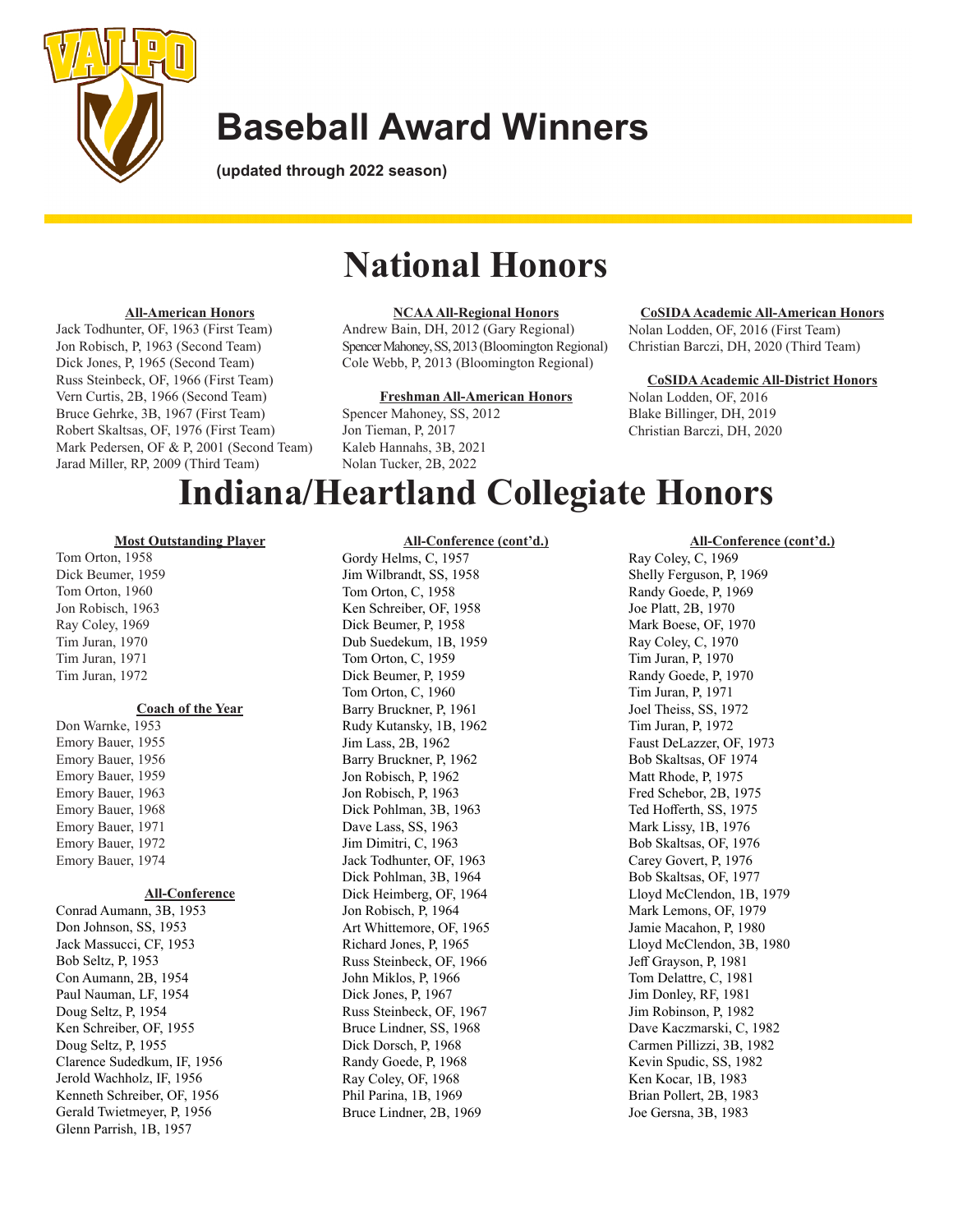# Baseball Award Winners

**(updated through 2022 season)**

## National Honors

### All-American Honors

Jack Todhunter, OF, 1963 (First Team)
Jon Robisch, P, 1963 (Second Team)
Dick Jones, P, 1965 (Second Team)
Russ Steinbeck, OF, 1966 (First Team)
Vern Curtis, 2B, 1966 (Second Team)
Bruce Gehrke, 3B, 1967 (First Team)
Robert Skaltsas, OF, 1976 (First Team)
Mark Pedersen, OF & P, 2001 (Second Team)
Jarad Miller, RP, 2009 (Third Team)

### NCAA All-Regional Honors

Andrew Bain, DH, 2012 (Gary Regional)
Spencer Mahoney, SS, 2013 (Bloomington Regional)
Cole Webb, P, 2013 (Bloomington Regional)

### Freshman All-American Honors

Spencer Mahoney, SS, 2012
Jon Tieman, P, 2017
Kaleb Hannahs, 3B, 2021
Nolan Tucker, 2B, 2022

### CoSIDA Academic All-American Honors

Nolan Lodden, OF, 2016 (First Team)
Christian Barczi, DH, 2020 (Third Team)

### CoSIDA Academic All-District Honors

Nolan Lodden, OF, 2016
Blake Billinger, DH, 2019
Christian Barczi, DH, 2020

## Indiana/Heartland Collegiate Honors

### Most Outstanding Player

Tom Orton, 1958
Dick Beumer, 1959
Tom Orton, 1960
Jon Robisch, 1963
Ray Coley, 1969
Tim Juran, 1970
Tim Juran, 1971
Tim Juran, 1972

### Coach of the Year

Don Warnke, 1953
Emory Bauer, 1955
Emory Bauer, 1956
Emory Bauer, 1959
Emory Bauer, 1963
Emory Bauer, 1968
Emory Bauer, 1971
Emory Bauer, 1972
Emory Bauer, 1974

### All-Conference

Conrad Aumann, 3B, 1953
Don Johnson, SS, 1953
Jack Massucci, CF, 1953
Bob Seltz, P, 1953
Con Aumann, 2B, 1954
Paul Nauman, LF, 1954
Doug Seltz, P, 1954
Ken Schreiber, OF, 1955
Doug Seltz, P, 1955
Clarence Sudedkum, IF, 1956
Jerold Wachholz, IF, 1956
Kenneth Schreiber, OF, 1956
Gerald Twietmeyer, P, 1956
Glenn Parrish, 1B, 1957

### All-Conference (cont'd.)

Gordy Helms, C, 1957
Jim Wilbrandt, SS, 1958
Tom Orton, C, 1958
Ken Schreiber, OF, 1958
Dick Beumer, P, 1958
Dub Suedekum, 1B, 1959
Tom Orton, C, 1959
Dick Beumer, P, 1959
Tom Orton, C, 1960
Barry Bruckner, P, 1961
Rudy Kutansky, 1B, 1962
Jim Lass, 2B, 1962
Barry Bruckner, P, 1962
Jon Robisch, P, 1962
Jon Robisch, P, 1963
Dick Pohlman, 3B, 1963
Dave Lass, SS, 1963
Jim Dimitri, C, 1963
Jack Todhunter, OF, 1963
Dick Pohlman, 3B, 1964
Dick Heimberg, OF, 1964
Jon Robisch, P, 1964
Art Whittemore, OF, 1965
Richard Jones, P, 1965
Russ Steinbeck, OF, 1966
John Miklos, P, 1966
Dick Jones, P, 1967
Russ Steinbeck, OF, 1967
Bruce Lindner, SS, 1968
Dick Dorsch, P, 1968
Randy Goede, P, 1968
Ray Coley, OF, 1968
Phil Parina, 1B, 1969
Bruce Lindner, 2B, 1969

### All-Conference (cont'd.)

Ray Coley, C, 1969
Shelly Ferguson, P, 1969
Randy Goede, P, 1969
Joe Platt, 2B, 1970
Mark Boese, OF, 1970
Ray Coley, C, 1970
Tim Juran, P, 1970
Randy Goede, P, 1970
Tim Juran, P, 1971
Joel Theiss, SS, 1972
Tim Juran, P, 1972
Faust DeLazzer, OF, 1973
Bob Skaltsas, OF 1974
Matt Rhode, P, 1975
Fred Schebor, 2B, 1975
Ted Hofferth, SS, 1975
Mark Lissy, 1B, 1976
Bob Skaltsas, OF, 1976
Carey Govert, P, 1976
Bob Skaltsas, OF, 1977
Lloyd McClendon, 1B, 1979
Mark Lemons, OF, 1979
Jamie Macahon, P, 1980
Lloyd McClendon, 3B, 1980
Jeff Grayson, P, 1981
Tom Delattre, C, 1981
Jim Donley, RF, 1981
Jim Robinson, P, 1982
Dave Kaczmarski, C, 1982
Carmen Pillizzi, 3B, 1982
Kevin Spudic, SS, 1982
Ken Kocar, 1B, 1983
Brian Pollert, 2B, 1983
Joe Gersna, 3B, 1983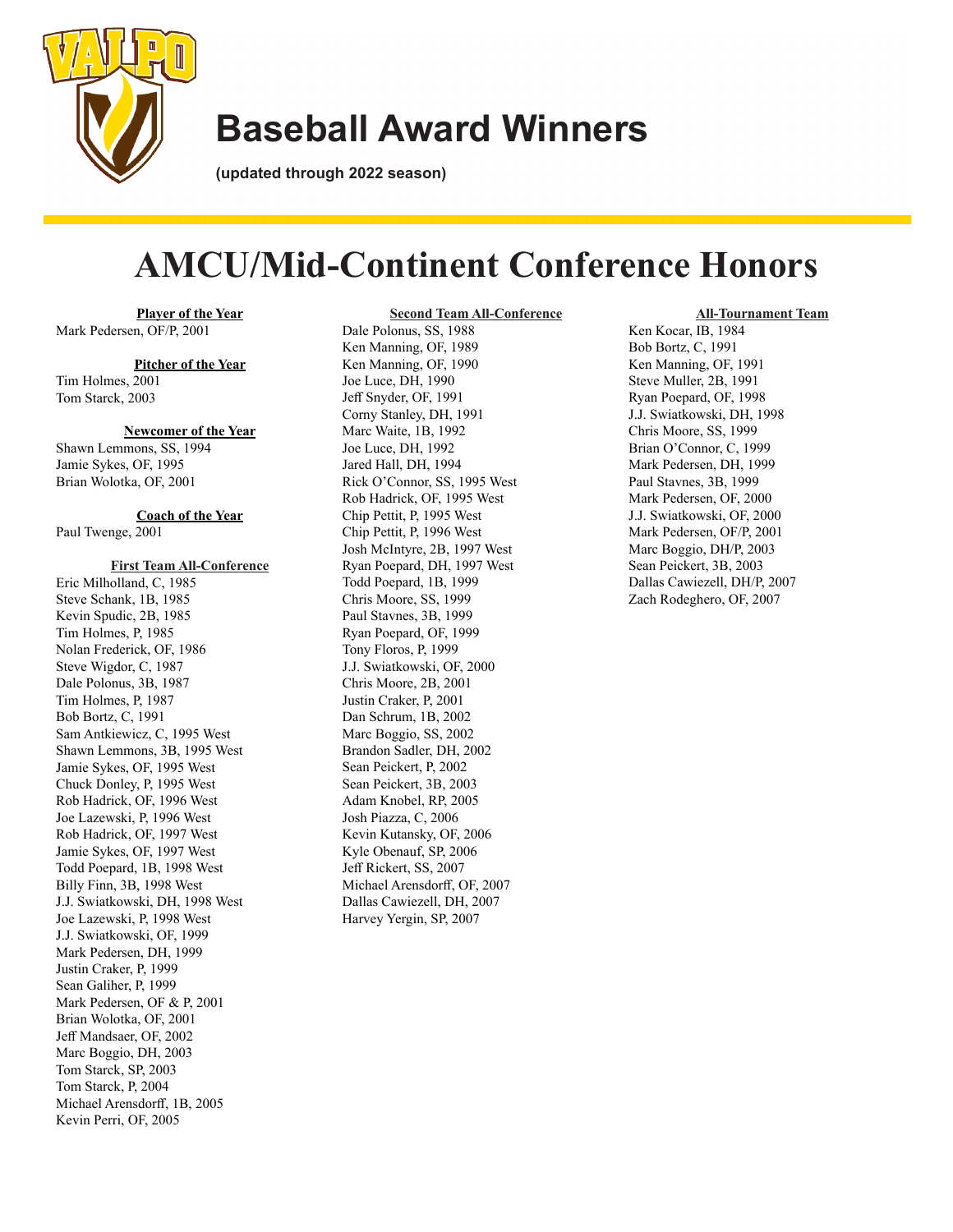# Baseball Award Winners

**(updated through 2022 season)**

# AMCU/Mid-Continent Conference Honors

### Player of the Year

Mark Pedersen, OF/P, 2001

### Pitcher of the Year

Tim Holmes, 2001
Tom Starck, 2003

### Newcomer of the Year

Shawn Lemmons, SS, 1994
Jamie Sykes, OF, 1995
Brian Wolotka, OF, 2001

### Coach of the Year

Paul Twenge, 2001

### First Team All-Conference

Eric Milholland, C, 1985
Steve Schank, 1B, 1985
Kevin Spudic, 2B, 1985
Tim Holmes, P, 1985
Nolan Frederick, OF, 1986
Steve Wigdor, C, 1987
Dale Polonus, 3B, 1987
Tim Holmes, P, 1987
Bob Bortz, C, 1991
Sam Antkiewicz, C, 1995 West
Shawn Lemmons, 3B, 1995 West
Jamie Sykes, OF, 1995 West
Chuck Donley, P, 1995 West
Rob Hadrick, OF, 1996 West
Joe Lazewski, P, 1996 West
Rob Hadrick, OF, 1997 West
Jamie Sykes, OF, 1997 West
Todd Poepard, 1B, 1998 West
Billy Finn, 3B, 1998 West
J.J. Swiatkowski, DH, 1998 West
Joe Lazewski, P, 1998 West
J.J. Swiatkowski, OF, 1999
Mark Pedersen, DH, 1999
Justin Craker, P, 1999
Sean Galiher, P, 1999
Mark Pedersen, OF & P, 2001
Brian Wolotka, OF, 2001
Jeff Mandsaer, OF, 2002
Marc Boggio, DH, 2003
Tom Starck, SP, 2003
Tom Starck, P, 2004
Michael Arensdorff, 1B, 2005
Kevin Perri, OF, 2005

### Second Team All-Conference

Dale Polonus, SS, 1988
Ken Manning, OF, 1989
Ken Manning, OF, 1990
Joe Luce, DH, 1990
Jeff Snyder, OF, 1991
Corny Stanley, DH, 1991
Marc Waite, 1B, 1992
Joe Luce, DH, 1992
Jared Hall, DH, 1994
Rick O'Connor, SS, 1995 West
Rob Hadrick, OF, 1995 West
Chip Pettit, P, 1995 West
Chip Pettit, P, 1996 West
Josh McIntyre, 2B, 1997 West
Ryan Poepard, DH, 1997 West
Todd Poepard, 1B, 1999
Chris Moore, SS, 1999
Paul Stavnes, 3B, 1999
Ryan Poepard, OF, 1999
Tony Floros, P, 1999
J.J. Swiatkowski, OF, 2000
Chris Moore, 2B, 2001
Justin Craker, P, 2001
Dan Schrum, 1B, 2002
Marc Boggio, SS, 2002
Brandon Sadler, DH, 2002
Sean Peickert, P, 2002
Sean Peickert, 3B, 2003
Adam Knobel, RP, 2005
Josh Piazza, C, 2006
Kevin Kutansky, OF, 2006
Kyle Obenauf, SP, 2006
Jeff Rickert, SS, 2007
Michael Arensdorff, OF, 2007
Dallas Cawiezell, DH, 2007
Harvey Yergin, SP, 2007

### All-Tournament Team

Ken Kocar, IB, 1984
Bob Bortz, C, 1991
Ken Manning, OF, 1991
Steve Muller, 2B, 1991
Ryan Poepard, OF, 1998
J.J. Swiatkowski, DH, 1998
Chris Moore, SS, 1999
Brian O'Connor, C, 1999
Mark Pedersen, DH, 1999
Paul Stavnes, 3B, 1999
Mark Pedersen, OF, 2000
J.J. Swiatkowski, OF, 2000
Mark Pedersen, OF/P, 2001
Marc Boggio, DH/P, 2003
Sean Peickert, 3B, 2003
Dallas Cawiezell, DH/P, 2007
Zach Rodeghero, OF, 2007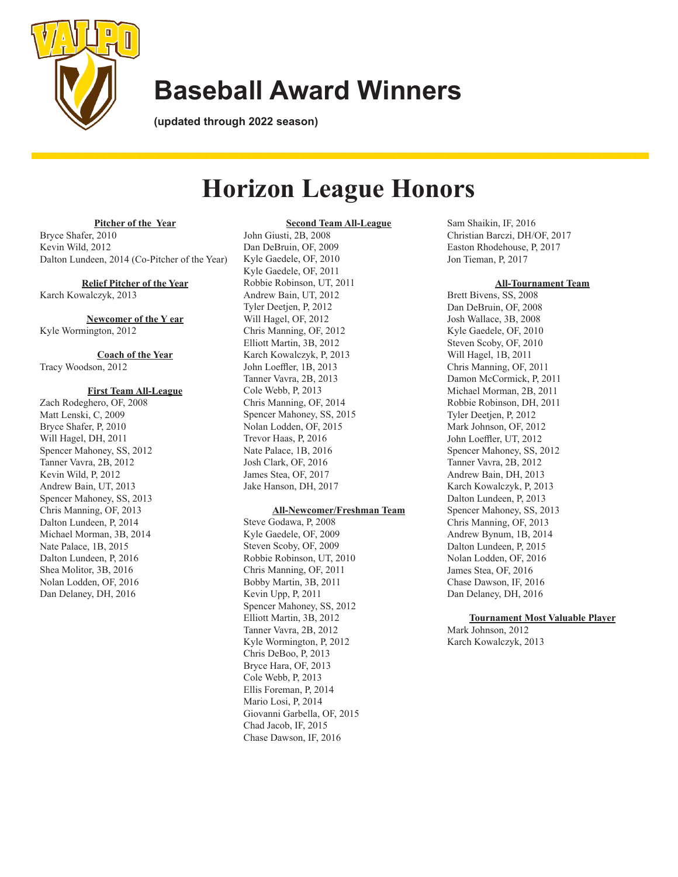# Baseball Award Winners

**(updated through 2022 season)**

## Horizon League Honors

### Pitcher of the Year

Bryce Shafer, 2010
Kevin Wild, 2012
Dalton Lundeen, 2014 (Co-Pitcher of the Year)

### Relief Pitcher of the Year

Karch Kowalczyk, 2013

### Newcomer of the Year

Kyle Wormington, 2012

### Coach of the Year

Tracy Woodson, 2012

### First Team All-League

Zach Rodeghero, OF, 2008
Matt Lenski, C, 2009
Bryce Shafer, P, 2010
Will Hagel, DH, 2011
Spencer Mahoney, SS, 2012
Tanner Vavra, 2B, 2012
Kevin Wild, P, 2012
Andrew Bain, UT, 2013
Spencer Mahoney, SS, 2013
Chris Manning, OF, 2013
Dalton Lundeen, P, 2014
Michael Morman, 3B, 2014
Nate Palace, 1B, 2015
Dalton Lundeen, P, 2016
Shea Molitor, 3B, 2016
Nolan Lodden, OF, 2016
Dan Delaney, DH, 2016

### Second Team All-League

John Giusti, 2B, 2008
Dan DeBruin, OF, 2009
Kyle Gaedele, OF, 2010
Kyle Gaedele, OF, 2011
Robbie Robinson, UT, 2011
Andrew Bain, UT, 2012
Tyler Deetjen, P, 2012
Will Hagel, OF, 2012
Chris Manning, OF, 2012
Elliott Martin, 3B, 2012
Karch Kowalczyk, P, 2013
John Loeffler, 1B, 2013
Tanner Vavra, 2B, 2013
Cole Webb, P, 2013
Chris Manning, OF, 2014
Spencer Mahoney, SS, 2015
Nolan Lodden, OF, 2015
Trevor Haas, P, 2016
Nate Palace, 1B, 2016
Josh Clark, OF, 2016
James Stea, OF, 2017
Jake Hanson, DH, 2017

### All-Newcomer/Freshman Team

Steve Godawa, P, 2008
Kyle Gaedele, OF, 2009
Steven Scoby, OF, 2009
Robbie Robinson, UT, 2010
Chris Manning, OF, 2011
Bobby Martin, 3B, 2011
Kevin Upp, P, 2011
Spencer Mahoney, SS, 2012
Elliott Martin, 3B, 2012
Tanner Vavra, 2B, 2012
Kyle Wormington, P, 2012
Chris DeBoo, P, 2013
Bryce Hara, OF, 2013
Cole Webb, P, 2013
Ellis Foreman, P, 2014
Mario Losi, P, 2014
Giovanni Garbella, OF, 2015
Chad Jacob, IF, 2015
Chase Dawson, IF, 2016
Sam Shaikin, IF, 2016
Christian Barczi, DH/OF, 2017
Easton Rhodehouse, P, 2017
Jon Tieman, P, 2017

### All-Tournament Team

Brett Bivens, SS, 2008
Dan DeBruin, OF, 2008
Josh Wallace, 3B, 2008
Kyle Gaedele, OF, 2010
Steven Scoby, OF, 2010
Will Hagel, 1B, 2011
Chris Manning, OF, 2011
Damon McCormick, P, 2011
Michael Morman, 2B, 2011
Robbie Robinson, DH, 2011
Tyler Deetjen, P, 2012
Mark Johnson, OF, 2012
John Loeffler, UT, 2012
Spencer Mahoney, SS, 2012
Tanner Vavra, 2B, 2012
Andrew Bain, DH, 2013
Karch Kowalczyk, P, 2013
Dalton Lundeen, P, 2013
Spencer Mahoney, SS, 2013
Chris Manning, OF, 2013
Andrew Bynum, 1B, 2014
Dalton Lundeen, P, 2015
Nolan Lodden, OF, 2016
James Stea, OF, 2016
Chase Dawson, IF, 2016
Dan Delaney, DH, 2016

### Tournament Most Valuable Player

Mark Johnson, 2012
Karch Kowalczyk, 2013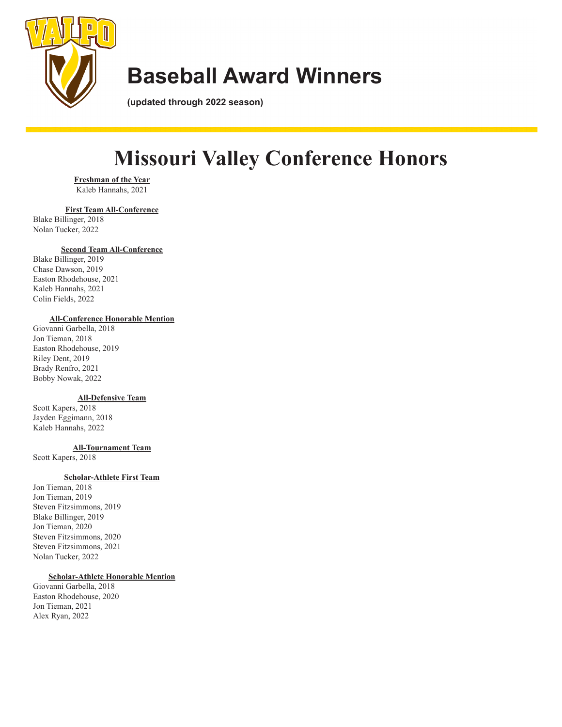# Baseball Award Winners

**(updated through 2022 season)**

## Missouri Valley Conference Honors

**Freshman of the Year**

Kaleb Hannahs, 2021

**First Team All-Conference**

Blake Billinger, 2018
Nolan Tucker, 2022

**Second Team All-Conference**

Blake Billinger, 2019
Chase Dawson, 2019
Easton Rhodehouse, 2021
Kaleb Hannahs, 2021
Colin Fields, 2022

**All-Conference Honorable Mention**

Giovanni Garbella, 2018
Jon Tieman, 2018
Easton Rhodehouse, 2019
Riley Dent, 2019
Brady Renfro, 2021
Bobby Nowak, 2022

**All-Defensive Team**

Scott Kapers, 2018
Jayden Eggimann, 2018
Kaleb Hannahs, 2022

**All-Tournament Team**

Scott Kapers, 2018

**Scholar-Athlete First Team**

Jon Tieman, 2018
Jon Tieman, 2019
Steven Fitzsimmons, 2019
Blake Billinger, 2019
Jon Tieman, 2020
Steven Fitzsimmons, 2020
Steven Fitzsimmons, 2021
Nolan Tucker, 2022

**Scholar-Athlete Honorable Mention**

Giovanni Garbella, 2018
Easton Rhodehouse, 2020
Jon Tieman, 2021
Alex Ryan, 2022